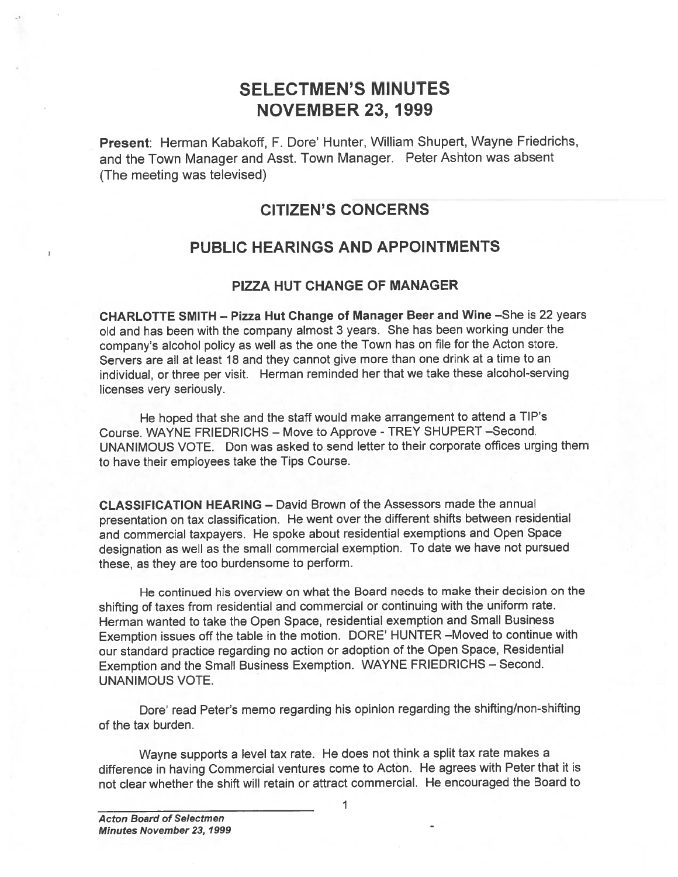# SELECTMEN'S MINUTES
# NOVEMBER 23, 1999

**Present**: Herman Kabakoff, F. Dore' Hunter, William Shupert, Wayne Friedrichs, and the Town Manager and Asst. Town Manager. Peter Ashton was absent (The meeting was televised)

## CITIZEN'S CONCERNS

## PUBLIC HEARINGS AND APPOINTMENTS

### PIZZA HUT CHANGE OF MANAGER

**CHARLOTTE SMITH – Pizza Hut Change of Manager Beer and Wine** –She is 22 years old and has been with the company almost 3 years. She has been working under the company's alcohol policy as well as the one the Town has on file for the Acton store. Servers are all at least 18 and they cannot give more than one drink at a time to an individual, or three per visit. Herman reminded her that we take these alcohol-serving licenses very seriously.

He hoped that she and the staff would make arrangement to attend a TIP's Course. WAYNE FRIEDRICHS – Move to Approve - TREY SHUPERT –Second. UNANIMOUS VOTE. Don was asked to send letter to their corporate offices urging them to have their employees take the Tips Course.

**CLASSIFICATION HEARING** – David Brown of the Assessors made the annual presentation on tax classification. He went over the different shifts between residential and commercial taxpayers. He spoke about residential exemptions and Open Space designation as well as the small commercial exemption. To date we have not pursued these, as they are too burdensome to perform.

He continued his overview on what the Board needs to make their decision on the shifting of taxes from residential and commercial or continuing with the uniform rate. Herman wanted to take the Open Space, residential exemption and Small Business Exemption issues off the table in the motion. DORE' HUNTER –Moved to continue with our standard practice regarding no action or adoption of the Open Space, Residential Exemption and the Small Business Exemption. WAYNE FRIEDRICHS – Second. UNANIMOUS VOTE.

Dore' read Peter's memo regarding his opinion regarding the shifting/non-shifting of the tax burden.

Wayne supports a level tax rate. He does not think a split tax rate makes a difference in having Commercial ventures come to Acton. He agrees with Peter that it is not clear whether the shift will retain or attract commercial. He encouraged the Board to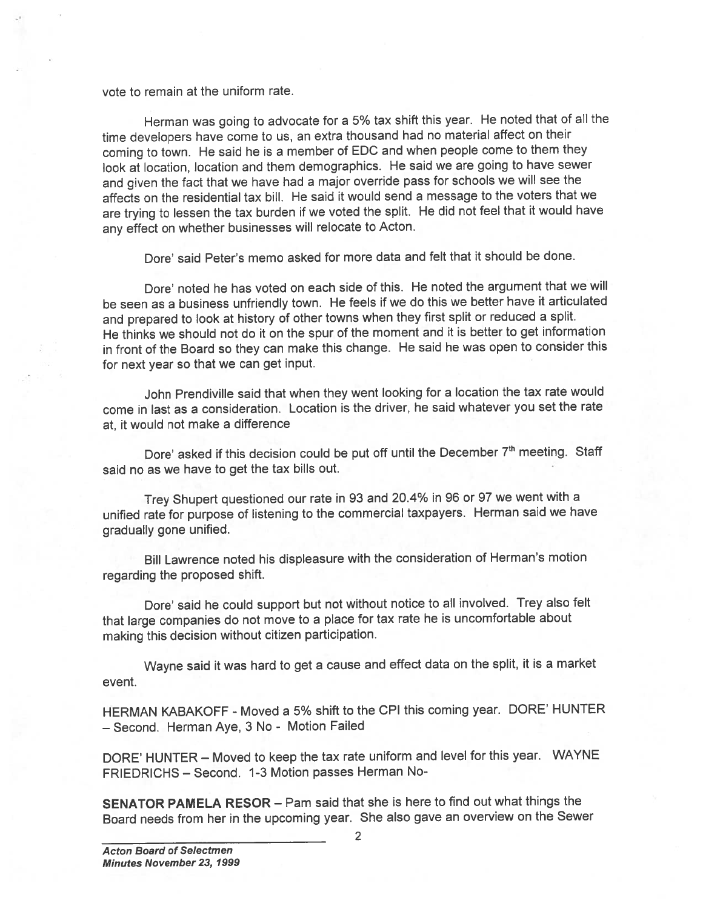vote to remain at the uniform rate.

Herman was going to advocate for a 5% tax shift this year. He noted that of all the time developers have come to us, an extra thousand had no material affect on their coming to town. He said he is a member of EDC and when people come to them they look at location, location and them demographics. He said we are going to have sewer and given the fact that we have had a major override pass for schools we will see the affects on the residential tax bill. He said it would send a message to the voters that we are trying to lessen the tax burden if we voted the split. He did not feel that it would have any effect on whether businesses will relocate to Acton.

Dore' said Peter's memo asked for more data and felt that it should be done.

Dore' noted he has voted on each side of this. He noted the argument that we will be seen as a business unfriendly town. He feels if we do this we better have it articulated and prepared to look at history of other towns when they first split or reduced a split. He thinks we should not do it on the spur of the moment and it is better to get information in front of the Board so they can make this change. He said he was open to consider this for next year so that we can get input.

John Prendiville said that when they went looking for a location the tax rate would come in last as a consideration. Location is the driver, he said whatever you set the rate at, it would not make a difference

Dore' asked if this decision could be put off until the December 7th meeting. Staff said no as we have to get the tax bills out.

Trey Shupert questioned our rate in 93 and 20.4% in 96 or 97 we went with a unified rate for purpose of listening to the commercial taxpayers. Herman said we have gradually gone unified.

Bill Lawrence noted his displeasure with the consideration of Herman's motion regarding the proposed shift.

Dore' said he could support but not without notice to all involved. Trey also felt that large companies do not move to a place for tax rate he is uncomfortable about making this decision without citizen participation.

Wayne said it was hard to get a cause and effect data on the split, it is a market event.

HERMAN KABAKOFF - Moved a 5% shift to the CPI this coming year. DORE' HUNTER – Second. Herman Aye, 3 No - Motion Failed

DORE' HUNTER – Moved to keep the tax rate uniform and level for this year. WAYNE FRIEDRICHS – Second. 1-3 Motion passes Herman No-

**SENATOR PAMELA RESOR** – Pam said that she is here to find out what things the Board needs from her in the upcoming year. She also gave an overview on the Sewer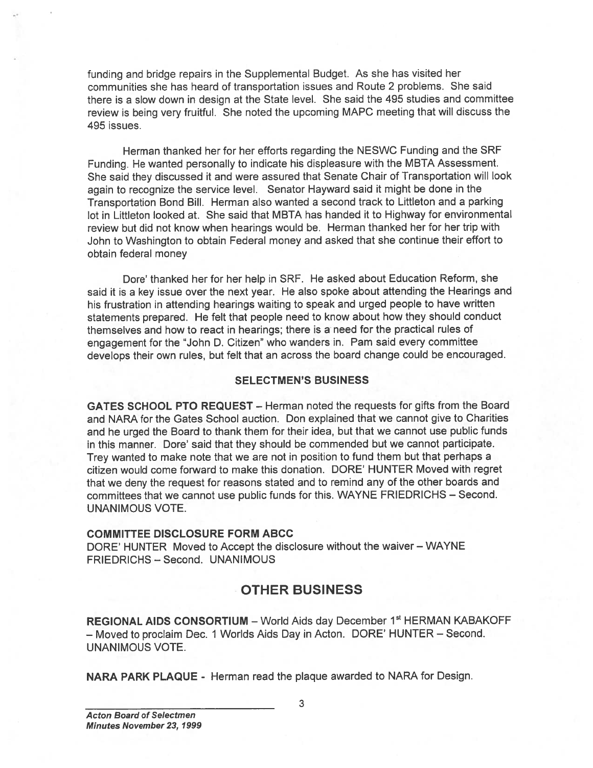funding and bridge repairs in the Supplemental Budget. As she has visited her communities she has heard of transportation issues and Route 2 problems. She said there is a slow down in design at the State level. She said the 495 studies and committee review is being very fruitful. She noted the upcoming MAPC meeting that will discuss the 495 issues.

Herman thanked her for her efforts regarding the NESWC Funding and the SRF Funding. He wanted personally to indicate his displeasure with the MBTA Assessment. She said they discussed it and were assured that Senate Chair of Transportation will look again to recognize the service level. Senator Hayward said it might be done in the Transportation Bond Bill. Herman also wanted a second track to Littleton and a parking lot in Littleton looked at. She said that MBTA has handed it to Highway for environmental review but did not know when hearings would be. Herman thanked her for her trip with John to Washington to obtain Federal money and asked that she continue their effort to obtain federal money

Dore' thanked her for her help in SRF. He asked about Education Reform, she said it is a key issue over the next year. He also spoke about attending the Hearings and his frustration in attending hearings waiting to speak and urged people to have written statements prepared. He felt that people need to know about how they should conduct themselves and how to react in hearings; there is a need for the practical rules of engagement for the "John D. Citizen" who wanders in. Pam said every committee develops their own rules, but felt that an across the board change could be encouraged.

### SELECTMEN'S BUSINESS

**GATES SCHOOL PTO REQUEST** – Herman noted the requests for gifts from the Board and NARA for the Gates School auction. Don explained that we cannot give to Charities and he urged the Board to thank them for their idea, but that we cannot use public funds in this manner. Dore' said that they should be commended but we cannot participate. Trey wanted to make note that we are not in position to fund them but that perhaps a citizen would come forward to make this donation. DORE' HUNTER Moved with regret that we deny the request for reasons stated and to remind any of the other boards and committees that we cannot use public funds for this. WAYNE FRIEDRICHS – Second. UNANIMOUS VOTE.

**COMMITTEE DISCLOSURE FORM ABCC**

DORE' HUNTER Moved to Accept the disclosure without the waiver – WAYNE FRIEDRICHS – Second. UNANIMOUS

## OTHER BUSINESS

**REGIONAL AIDS CONSORTIUM** – World Aids day December 1st HERMAN KABAKOFF – Moved to proclaim Dec. 1 Worlds Aids Day in Acton. DORE' HUNTER – Second. UNANIMOUS VOTE.

**NARA PARK PLAQUE** - Herman read the plaque awarded to NARA for Design.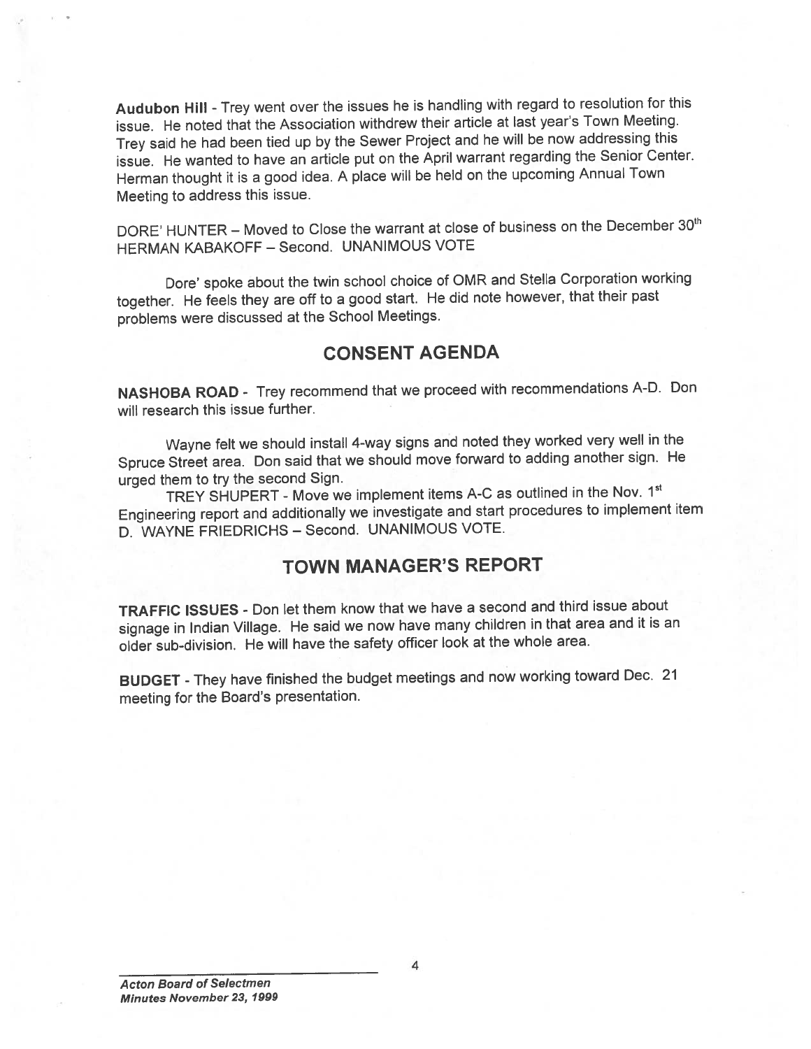**Audubon Hill** - Trey went over the issues he is handling with regard to resolution for this issue. He noted that the Association withdrew their article at last year's Town Meeting. Trey said he had been tied up by the Sewer Project and he will be now addressing this issue. He wanted to have an article put on the April warrant regarding the Senior Center. Herman thought it is a good idea. A place will be held on the upcoming Annual Town Meeting to address this issue.

DORE' HUNTER – Moved to Close the warrant at close of business on the December 30th HERMAN KABAKOFF – Second. UNANIMOUS VOTE

Dore' spoke about the twin school choice of OMR and Stella Corporation working together. He feels they are off to a good start. He did note however, that their past problems were discussed at the School Meetings.

## CONSENT AGENDA

**NASHOBA ROAD** - Trey recommend that we proceed with recommendations A-D. Don will research this issue further.

Wayne felt we should install 4-way signs and noted they worked very well in the Spruce Street area. Don said that we should move forward to adding another sign. He urged them to try the second Sign.

TREY SHUPERT - Move we implement items A-C as outlined in the Nov. 1st Engineering report and additionally we investigate and start procedures to implement item D. WAYNE FRIEDRICHS – Second. UNANIMOUS VOTE.

## TOWN MANAGER'S REPORT

**TRAFFIC ISSUES** - Don let them know that we have a second and third issue about signage in Indian Village. He said we now have many children in that area and it is an older sub-division. He will have the safety officer look at the whole area.

**BUDGET** - They have finished the budget meetings and now working toward Dec. 21 meeting for the Board's presentation.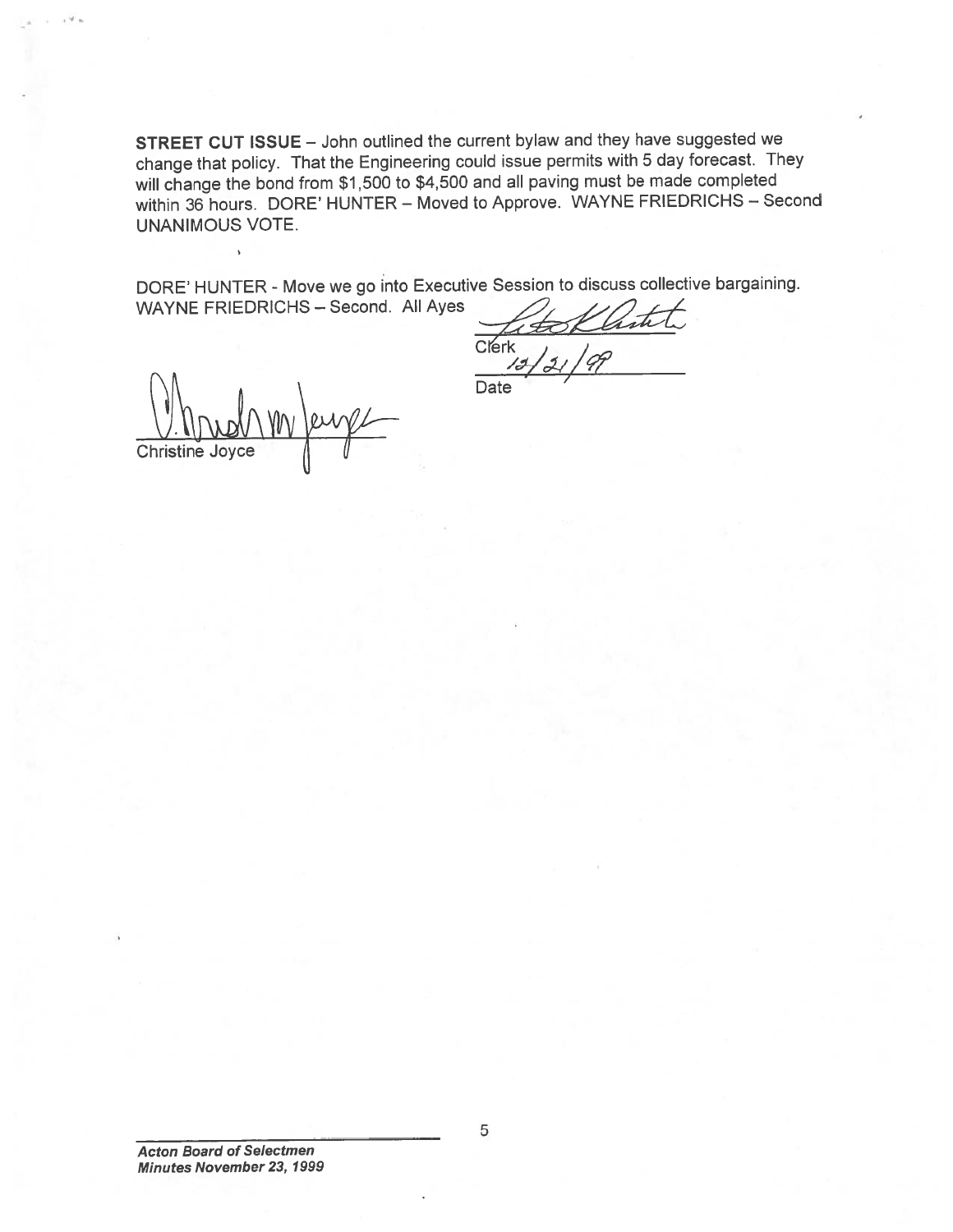**STREET CUT ISSUE** – John outlined the current bylaw and they have suggested we change that policy. That the Engineering could issue permits with 5 day forecast. They will change the bond from $1,500 to $4,500 and all paving must be made completed within 36 hours. DORE' HUNTER – Moved to Approve. WAYNE FRIEDRICHS – Second UNANIMOUS VOTE.

DORE' HUNTER - Move we go into Executive Session to discuss collective bargaining. WAYNE FRIEDRICHS – Second. All Ayes

Clerk

12/21/99

Date

Christine Joyce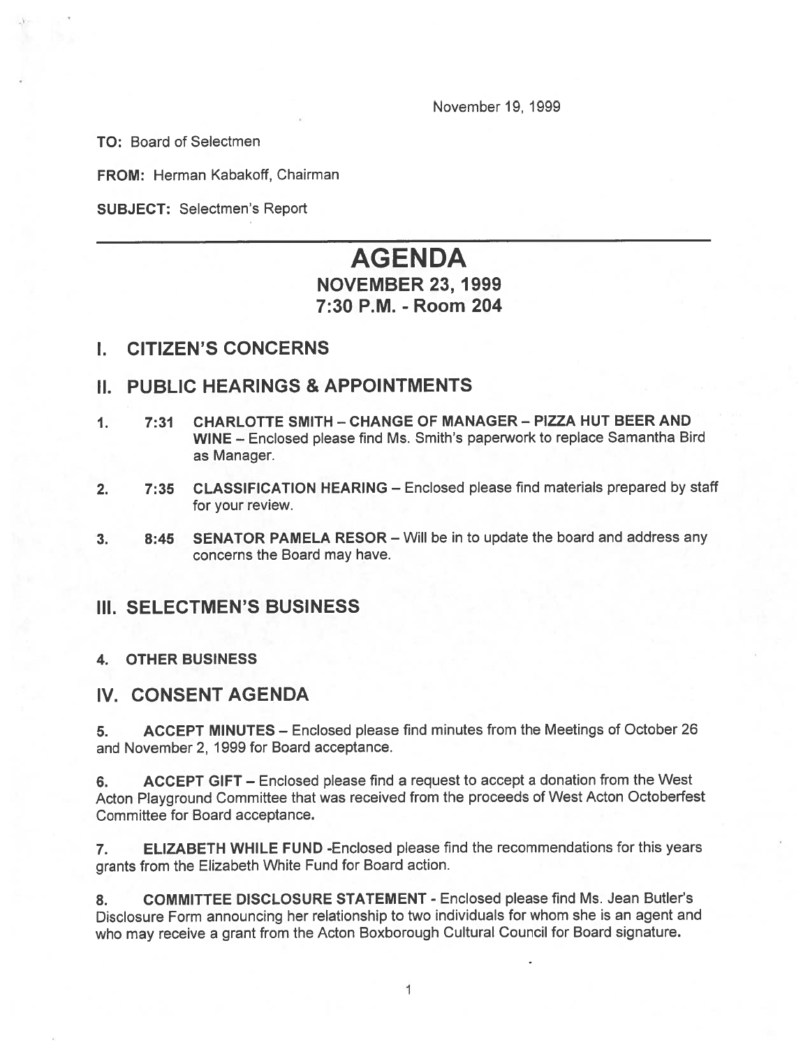November 19, 1999

**TO:** Board of Selectmen

**FROM:** Herman Kabakoff, Chairman

**SUBJECT:** Selectmen's Report

---

# AGENDA

## NOVEMBER 23, 1999
## 7:30 P.M. - Room 204

## I. CITIZEN'S CONCERNS

## II. PUBLIC HEARINGS & APPOINTMENTS

1. **7:31 CHARLOTTE SMITH – CHANGE OF MANAGER – PIZZA HUT BEER AND WINE** – Enclosed please find Ms. Smith's paperwork to replace Samantha Bird as Manager.

2. **7:35 CLASSIFICATION HEARING** – Enclosed please find materials prepared by staff for your review.

3. **8:45 SENATOR PAMELA RESOR** – Will be in to update the board and address any concerns the Board may have.

## III. SELECTMEN'S BUSINESS

4. **OTHER BUSINESS**

## IV. CONSENT AGENDA

5. **ACCEPT MINUTES** – Enclosed please find minutes from the Meetings of October 26 and November 2, 1999 for Board acceptance.

6. **ACCEPT GIFT** – Enclosed please find a request to accept a donation from the West Acton Playground Committee that was received from the proceeds of West Acton Octoberfest Committee for Board acceptance.

7. **ELIZABETH WHILE FUND** -Enclosed please find the recommendations for this years grants from the Elizabeth White Fund for Board action.

8. **COMMITTEE DISCLOSURE STATEMENT** - Enclosed please find Ms. Jean Butler's Disclosure Form announcing her relationship to two individuals for whom she is an agent and who may receive a grant from the Acton Boxborough Cultural Council for Board signature.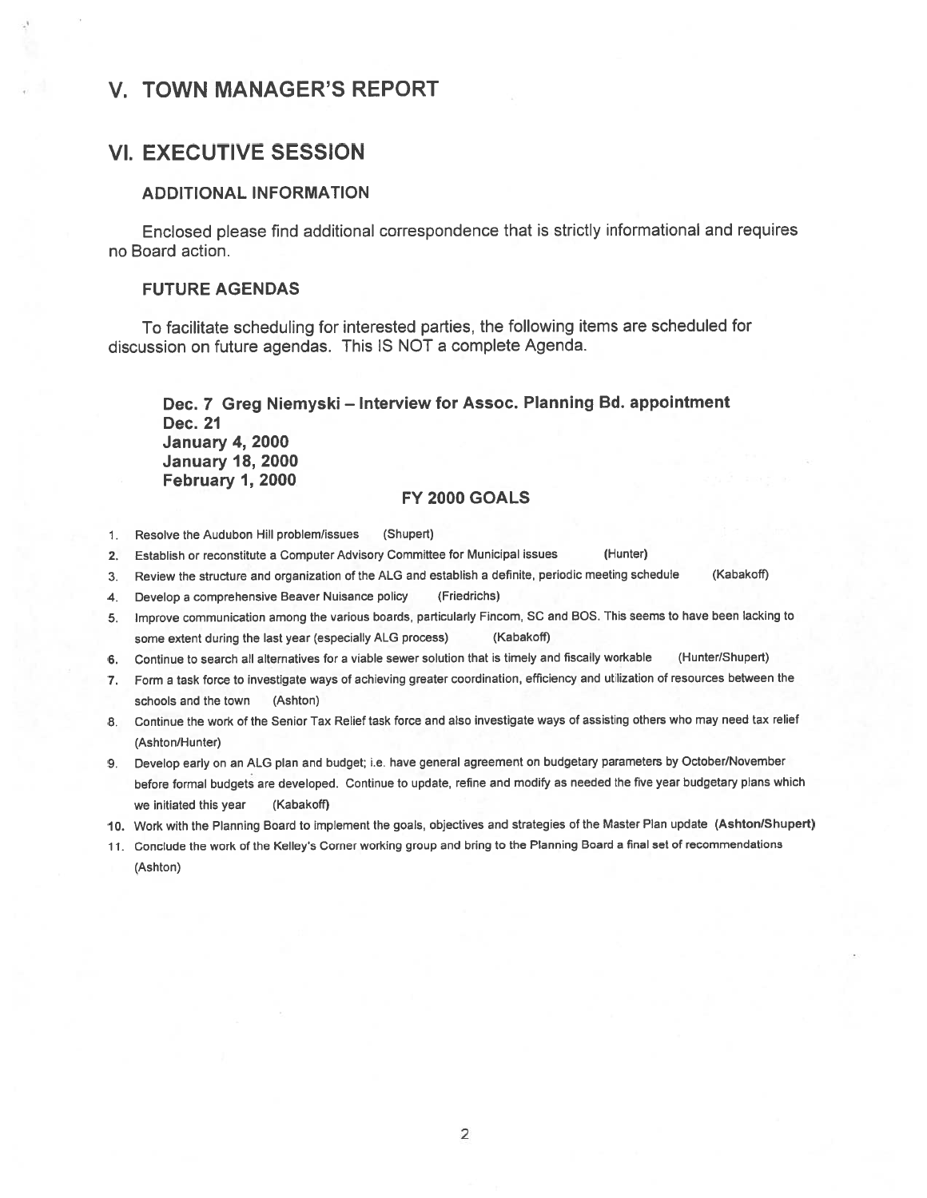## V. TOWN MANAGER'S REPORT

## VI. EXECUTIVE SESSION

### ADDITIONAL INFORMATION

Enclosed please find additional correspondence that is strictly informational and requires no Board action.

### FUTURE AGENDAS

To facilitate scheduling for interested parties, the following items are scheduled for discussion on future agendas. This IS NOT a complete Agenda.

**Dec. 7 Greg Niemyski – Interview for Assoc. Planning Bd. appointment**
**Dec. 21**
**January 4, 2000**
**January 18, 2000**
**February 1, 2000**

### FY 2000 GOALS

1. Resolve the Audubon Hill problem/issues (Shupert)
2. Establish or reconstitute a Computer Advisory Committee for Municipal issues (Hunter)
3. Review the structure and organization of the ALG and establish a definite, periodic meeting schedule (Kabakoff)
4. Develop a comprehensive Beaver Nuisance policy (Friedrichs)
5. Improve communication among the various boards, particularly Fincom, SC and BOS. This seems to have been lacking to some extent during the last year (especially ALG process) (Kabakoff)
6. Continue to search all alternatives for a viable sewer solution that is timely and fiscally workable (Hunter/Shupert)
7. Form a task force to investigate ways of achieving greater coordination, efficiency and utilization of resources between the schools and the town (Ashton)
8. Continue the work of the Senior Tax Relief task force and also investigate ways of assisting others who may need tax relief (Ashton/Hunter)
9. Develop early on an ALG plan and budget; i.e. have general agreement on budgetary parameters by October/November before formal budgets are developed. Continue to update, refine and modify as needed the five year budgetary plans which we initiated this year (Kabakoff)
10. Work with the Planning Board to implement the goals, objectives and strategies of the Master Plan update **(Ashton/Shupert)**
11. Conclude the work of the Kelley's Corner working group and bring to the Planning Board a final set of recommendations (Ashton)